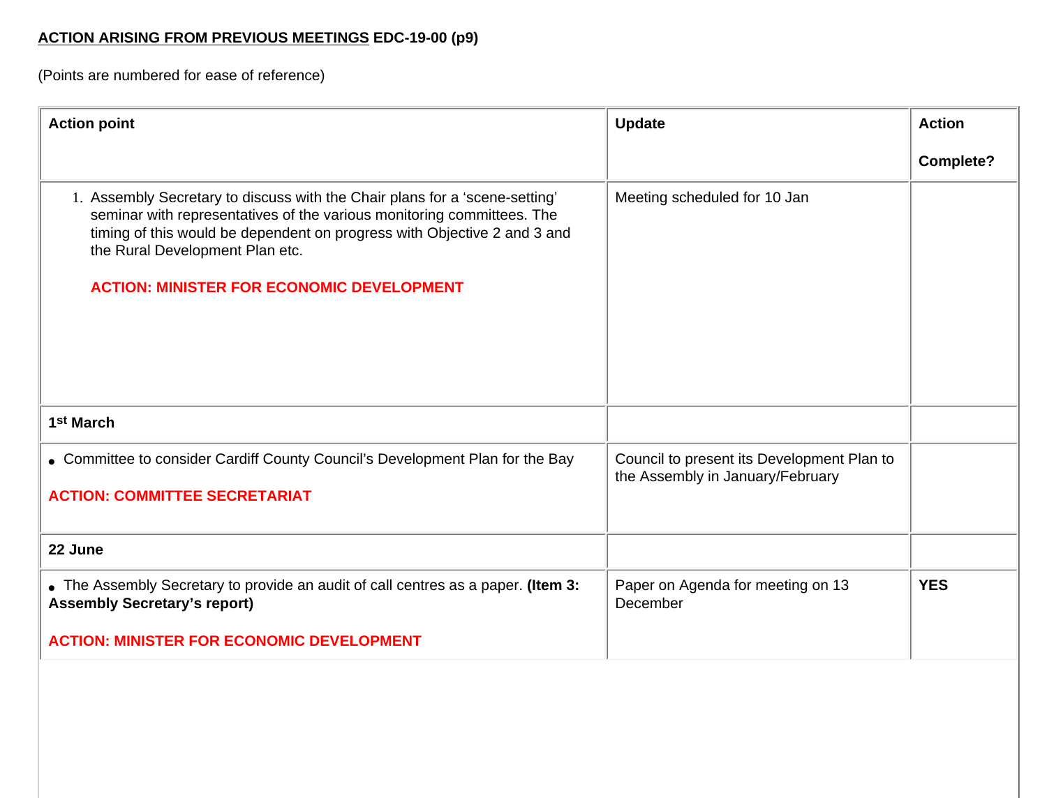**<u>ACTION ARISING FROM PREVIOUS MEETINGS</u> EDC-19-00 (p9)**

(Points are numbered for ease of reference)

| **Action point** | **Update** | **Action Complete?** |
|---|---|---|
| 1. Assembly Secretary to discuss with the Chair plans for a 'scene-setting' seminar with representatives of the various monitoring committees. The timing of this would be dependent on progress with Objective 2 and 3 and the Rural Development Plan etc. **ACTION: MINISTER FOR ECONOMIC DEVELOPMENT** | Meeting scheduled for 10 Jan | |
| **1st March** | | |
| • Committee to consider Cardiff County Council's Development Plan for the Bay **ACTION: COMMITTEE SECRETARIAT** | Council to present its Development Plan to the Assembly in January/February | |
| **22 June** | | |
| • The Assembly Secretary to provide an audit of call centres as a paper. **(Item 3: Assembly Secretary's report)** **ACTION: MINISTER FOR ECONOMIC DEVELOPMENT** | Paper on Agenda for meeting on 13 December | **YES** |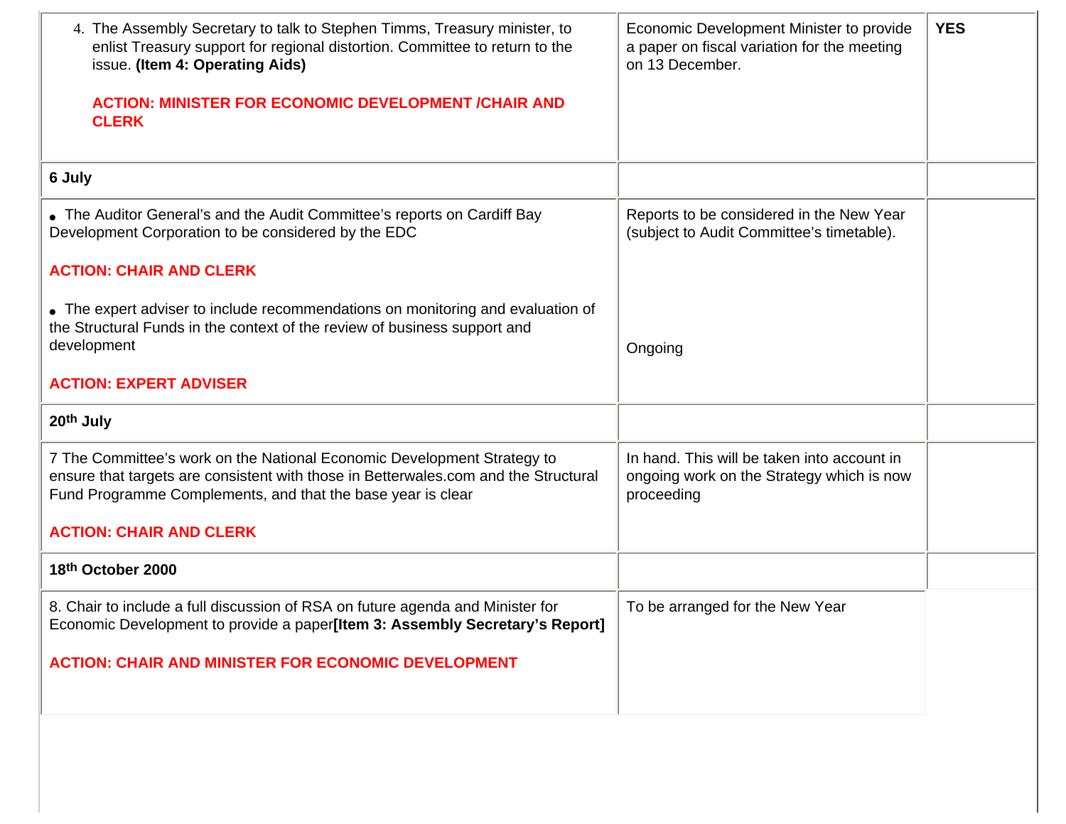| | | |
|---|---|---|
| 4. The Assembly Secretary to talk to Stephen Timms, Treasury minister, to enlist Treasury support for regional distortion. Committee to return to the issue. **(Item 4: Operating Aids)**<br><br>**ACTION: MINISTER FOR ECONOMIC DEVELOPMENT /CHAIR AND CLERK** | Economic Development Minister to provide a paper on fiscal variation for the meeting on 13 December. | **YES** |
| **6 July** | | |
| • The Auditor General's and the Audit Committee's reports on Cardiff Bay Development Corporation to be considered by the EDC<br><br>**ACTION: CHAIR AND CLERK**<br><br>• The expert adviser to include recommendations on monitoring and evaluation of the Structural Funds in the context of the review of business support and development<br><br>**ACTION: EXPERT ADVISER** | Reports to be considered in the New Year (subject to Audit Committee's timetable).<br><br>Ongoing | |
| **20th July** | | |
| 7 The Committee's work on the National Economic Development Strategy to ensure that targets are consistent with those in Betterwales.com and the Structural Fund Programme Complements, and that the base year is clear<br><br>**ACTION: CHAIR AND CLERK** | In hand. This will be taken into account in ongoing work on the Strategy which is now proceeding | |
| **18th October 2000** | | |
| 8. Chair to include a full discussion of RSA on future agenda and Minister for Economic Development to provide a paper**[Item 3: Assembly Secretary's Report]**<br><br>**ACTION: CHAIR AND MINISTER FOR ECONOMIC DEVELOPMENT** | To be arranged for the New Year | |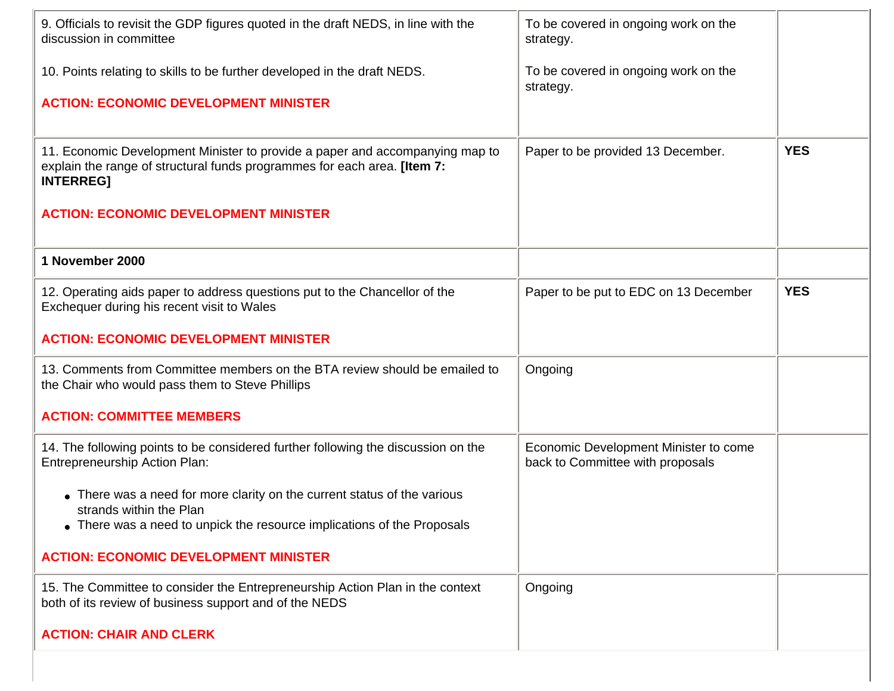| | | |
|---|---|---|
| 9. Officials to revisit the GDP figures quoted in the draft NEDS, in line with the discussion in committee<br><br>10. Points relating to skills to be further developed in the draft NEDS.<br><br>**ACTION: ECONOMIC DEVELOPMENT MINISTER** | To be covered in ongoing work on the strategy.<br><br>To be covered in ongoing work on the strategy. | |
| 11. Economic Development Minister to provide a paper and accompanying map to explain the range of structural funds programmes for each area. **[Item 7: INTERREG]**<br><br>**ACTION: ECONOMIC DEVELOPMENT MINISTER** | Paper to be provided 13 December. | **YES** |
| **1 November 2000** | | |
| 12. Operating aids paper to address questions put to the Chancellor of the Exchequer during his recent visit to Wales<br><br>**ACTION: ECONOMIC DEVELOPMENT MINISTER** | Paper to be put to EDC on 13 December | **YES** |
| 13. Comments from Committee members on the BTA review should be emailed to the Chair who would pass them to Steve Phillips<br><br>**ACTION: COMMITTEE MEMBERS** | Ongoing | |
| 14. The following points to be considered further following the discussion on the Entrepreneurship Action Plan:<br><br>• There was a need for more clarity on the current status of the various strands within the Plan<br>• There was a need to unpick the resource implications of the Proposals<br><br>**ACTION: ECONOMIC DEVELOPMENT MINISTER** | Economic Development Minister to come back to Committee with proposals | |
| 15. The Committee to consider the Entrepreneurship Action Plan in the context both of its review of business support and of the NEDS<br><br>**ACTION: CHAIR AND CLERK** | Ongoing | |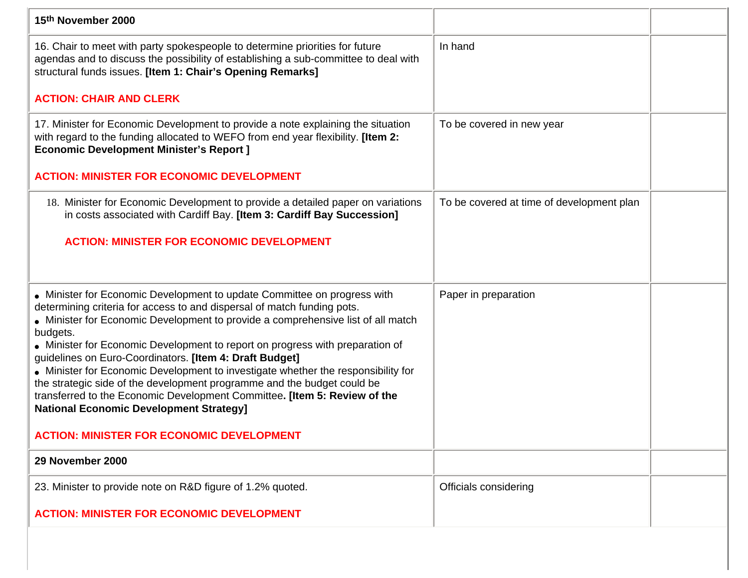| | | |
|---|---|---|
| **15th November 2000** | | |
| 16. Chair to meet with party spokespeople to determine priorities for future agendas and to discuss the possibility of establishing a sub-committee to deal with structural funds issues. **[Item 1: Chair's Opening Remarks]**<br><br>**ACTION: CHAIR AND CLERK** | In hand | |
| 17. Minister for Economic Development to provide a note explaining the situation with regard to the funding allocated to WEFO from end year flexibility. **[Item 2: Economic Development Minister's Report ]**<br><br>**ACTION: MINISTER FOR ECONOMIC DEVELOPMENT** | To be covered in new year | |
| 18. Minister for Economic Development to provide a detailed paper on variations in costs associated with Cardiff Bay. **[Item 3: Cardiff Bay Succession]**<br><br>**ACTION: MINISTER FOR ECONOMIC DEVELOPMENT** | To be covered at time of development plan | |
| • Minister for Economic Development to update Committee on progress with determining criteria for access to and dispersal of match funding pots.<br>• Minister for Economic Development to provide a comprehensive list of all match budgets.<br>• Minister for Economic Development to report on progress with preparation of guidelines on Euro-Coordinators. **[Item 4: Draft Budget]**<br>• Minister for Economic Development to investigate whether the responsibility for the strategic side of the development programme and the budget could be transferred to the Economic Development Committee**. [Item 5: Review of the National Economic Development Strategy]**<br><br>**ACTION: MINISTER FOR ECONOMIC DEVELOPMENT** | Paper in preparation | |
| **29 November 2000** | | |
| 23. Minister to provide note on R&D figure of 1.2% quoted.<br><br>**ACTION: MINISTER FOR ECONOMIC DEVELOPMENT** | Officials considering | |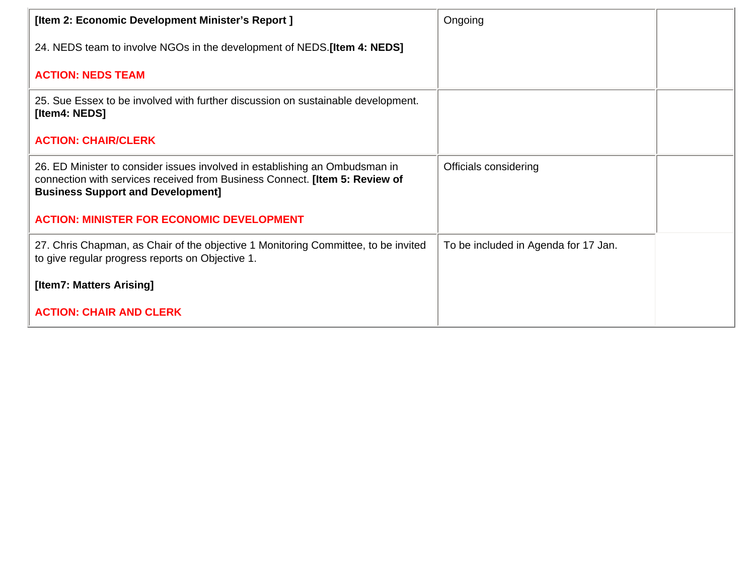| | | |
|---|---|---|
| **[Item 2: Economic Development Minister's Report ]**<br><br>24. NEDS team to involve NGOs in the development of NEDS.**[Item 4: NEDS]**<br><br>**ACTION: NEDS TEAM** | Ongoing | |
| 25. Sue Essex to be involved with further discussion on sustainable development. **[Item4: NEDS]**<br><br>**ACTION: CHAIR/CLERK** | | |
| 26. ED Minister to consider issues involved in establishing an Ombudsman in connection with services received from Business Connect. **[Item 5: Review of Business Support and Development]**<br><br>**ACTION: MINISTER FOR ECONOMIC DEVELOPMENT** | Officials considering | |
| 27. Chris Chapman, as Chair of the objective 1 Monitoring Committee, to be invited to give regular progress reports on Objective 1.<br><br>**[Item7: Matters Arising]**<br><br>**ACTION: CHAIR AND CLERK** | To be included in Agenda for 17 Jan. | |